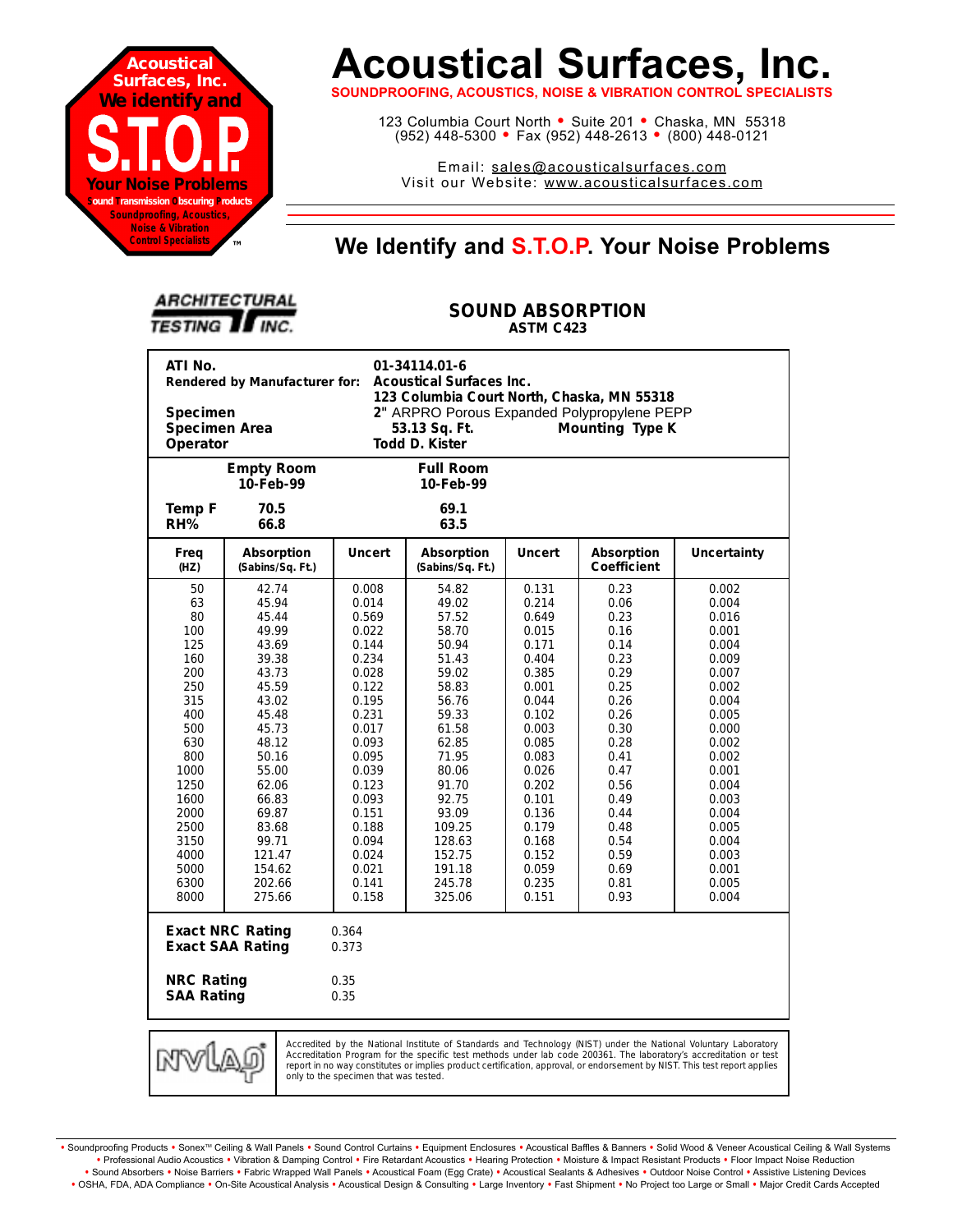# Acoustical Surfaces, Inc.

**SOUNDPROOFING, ACOUSTICS, NOISE & VIBRATION CONTROL SPECIALISTS**

123 Columbia Court North • Suite 201 • Chaska, MN 55318
(952) 448-5300 • Fax (952) 448-2613 • (800) 448-0121

Email: sales@acousticalsurfaces.com
Visit our Website: www.acousticalsurfaces.com

Acoustical Surfaces, Inc. We identify and S.T.O.P. Your Noise Problems — Sound Transmission Obscuring Products — Soundproofing, Acoustics, Noise & Vibration Control Specialists ™

## We Identify and S.T.O.P. Your Noise Problems

ARCHITECTURAL TESTING INC.

## SOUND ABSORPTION
**ASTM C423**

| | |
|---|---|
| **ATI No.** | **01-34114.01-6** |
| **Rendered by Manufacturer for:** | **Acoustical Surfaces Inc.** |
| | **123 Columbia Court North, Chaska, MN 55318** |
| **Specimen** | 2" ARPRO Porous Expanded Polypropylene PEPP |
| **Specimen Area** | **53.13 Sq. Ft.** — **Mounting Type K** |
| **Operator** | **Todd D. Kister** |

| | Empty Room | Full Room |
|---|---|---|
| | 10-Feb-99 | 10-Feb-99 |
| **Temp F** | 70.5 | 69.1 |
| **RH%** | 66.8 | 63.5 |

| Freq (HZ) | Absorption (Sabins/Sq. Ft.) | Uncert | Absorption (Sabins/Sq. Ft.) | Uncert | Absorption Coefficient | Uncertainty |
|---|---|---|---|---|---|---|
| 50 | 42.74 | 0.008 | 54.82 | 0.131 | 0.23 | 0.002 |
| 63 | 45.94 | 0.014 | 49.02 | 0.214 | 0.06 | 0.004 |
| 80 | 45.44 | 0.569 | 57.52 | 0.649 | 0.23 | 0.016 |
| 100 | 49.99 | 0.022 | 58.70 | 0.015 | 0.16 | 0.001 |
| 125 | 43.69 | 0.144 | 50.94 | 0.171 | 0.14 | 0.004 |
| 160 | 39.38 | 0.234 | 51.43 | 0.404 | 0.23 | 0.009 |
| 200 | 43.73 | 0.028 | 59.02 | 0.385 | 0.29 | 0.007 |
| 250 | 45.59 | 0.122 | 58.83 | 0.001 | 0.25 | 0.002 |
| 315 | 43.02 | 0.195 | 56.76 | 0.044 | 0.26 | 0.004 |
| 400 | 45.48 | 0.231 | 59.33 | 0.102 | 0.26 | 0.005 |
| 500 | 45.73 | 0.017 | 61.58 | 0.003 | 0.30 | 0.000 |
| 630 | 48.12 | 0.093 | 62.85 | 0.085 | 0.28 | 0.002 |
| 800 | 50.16 | 0.095 | 71.95 | 0.083 | 0.41 | 0.002 |
| 1000 | 55.00 | 0.039 | 80.06 | 0.026 | 0.47 | 0.001 |
| 1250 | 62.06 | 0.123 | 91.70 | 0.202 | 0.56 | 0.004 |
| 1600 | 66.83 | 0.093 | 92.75 | 0.101 | 0.49 | 0.003 |
| 2000 | 69.87 | 0.151 | 93.09 | 0.136 | 0.44 | 0.004 |
| 2500 | 83.68 | 0.188 | 109.25 | 0.179 | 0.48 | 0.005 |
| 3150 | 99.71 | 0.094 | 128.63 | 0.168 | 0.54 | 0.004 |
| 4000 | 121.47 | 0.024 | 152.75 | 0.152 | 0.59 | 0.003 |
| 5000 | 154.62 | 0.021 | 191.18 | 0.059 | 0.69 | 0.001 |
| 6300 | 202.66 | 0.141 | 245.78 | 0.235 | 0.81 | 0.005 |
| 8000 | 275.66 | 0.158 | 325.06 | 0.151 | 0.93 | 0.004 |

| | |
|---|---|
| **Exact NRC Rating** | 0.364 |
| **Exact SAA Rating** | 0.373 |
| **NRC Rating** | 0.35 |
| **SAA Rating** | 0.35 |

NVLAP

Accredited by the National Institute of Standards and Technology (NIST) under the National Voluntary Laboratory Accreditation Program for the specific test methods under lab code 200361. The laboratory's accreditation or test report in no way constitutes or implies product certification, approval, or endorsement by NIST. This test report applies only to the specimen that was tested.

• Soundproofing Products • Sonex™ Ceiling & Wall Panels • Sound Control Curtains • Equipment Enclosures • Acoustical Baffles & Banners • Solid Wood & Veneer Acoustical Ceiling & Wall Systems • Professional Audio Acoustics • Vibration & Damping Control • Fire Retardant Acoustics • Hearing Protection • Moisture & Impact Resistant Products • Floor Impact Noise Reduction • Sound Absorbers • Noise Barriers • Fabric Wrapped Wall Panels • Acoustical Foam (Egg Crate) • Acoustical Sealants & Adhesives • Outdoor Noise Control • Assistive Listening Devices • OSHA, FDA, ADA Compliance • On-Site Acoustical Analysis • Acoustical Design & Consulting • Large Inventory • Fast Shipment • No Project too Large or Small • Major Credit Cards Accepted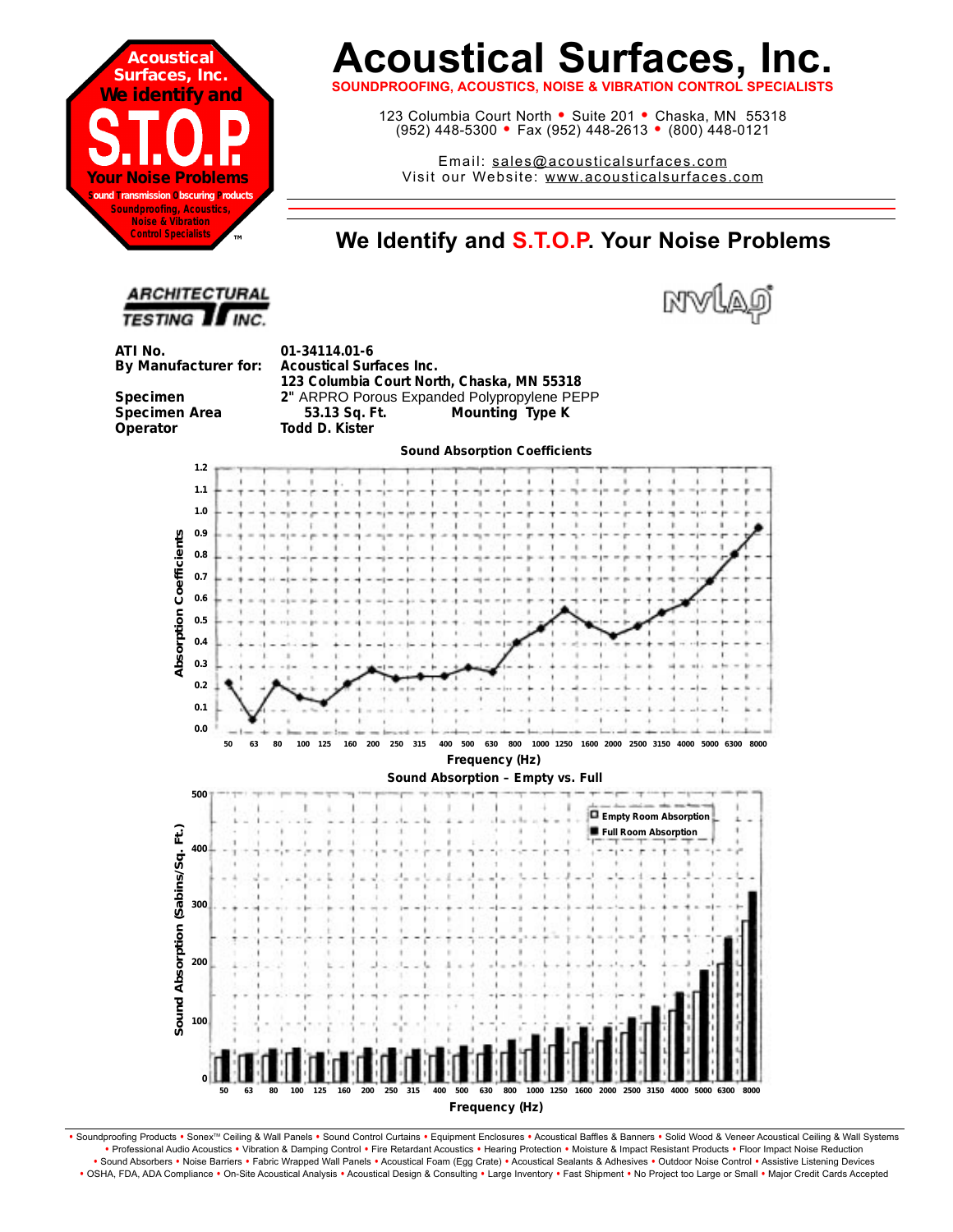# Acoustical Surfaces, Inc.

**SOUNDPROOFING, ACOUSTICS, NOISE & VIBRATION CONTROL SPECIALISTS**

123 Columbia Court North • Suite 201 • Chaska, MN 55318
(952) 448-5300 • Fax (952) 448-2613 • (800) 448-0121

Email: sales@acousticalsurfaces.com
Visit our Website: www.acousticalsurfaces.com

## We Identify and S.T.O.P. Your Noise Problems

ARCHITECTURAL TESTING INC.

| | |
|---|---|
| **ATI No.** | **01-34114.01-6** |
| **By Manufacturer for:** | **Acoustical Surfaces Inc.** |
| | **123 Columbia Court North, Chaska, MN 55318** |
| **Specimen** | **2"** ARPRO Porous Expanded Polypropylene PEPP |
| **Specimen Area** | **53.13 Sq. Ft.** **Mounting Type K** |
| **Operator** | **Todd D. Kister** |

**Sound Absorption Coefficients**

Absorption Coefficients

1.2
1.1
1.0
0.9
0.8
0.7
0.6
0.5
0.4
0.3
0.2
0.1
0.0

50 63 80 100 125 160 200 250 315 400 500 630 800 1000 1250 1600 2000 2500 3150 4000 5000 6300 8000

Frequency (Hz)

**Sound Absorption – Empty vs. Full**

Sound Absorption (Sabins/Sq. Ft.)

500
400
300
200
100
0

Empty Room Absorption
Full Room Absorption

50 63 80 100 125 160 200 250 315 400 500 630 800 1000 1250 1600 2000 2500 3150 4000 5000 6300 8000

Frequency (Hz)

• Soundproofing Products • Sonex™ Ceiling & Wall Panels • Sound Control Curtains • Equipment Enclosures • Acoustical Baffles & Banners • Solid Wood & Veneer Acoustical Ceiling & Wall Systems • Professional Audio Acoustics • Vibration & Damping Control • Fire Retardant Acoustics • Hearing Protection • Moisture & Impact Resistant Products • Floor Impact Noise Reduction • Sound Absorbers • Noise Barriers • Fabric Wrapped Wall Panels • Acoustical Foam (Egg Crate) • Acoustical Sealants & Adhesives • Outdoor Noise Control • Assistive Listening Devices • OSHA, FDA, ADA Compliance • On-Site Acoustical Analysis • Acoustical Design & Consulting • Large Inventory • Fast Shipment • No Project too Large or Small • Major Credit Cards Accepted